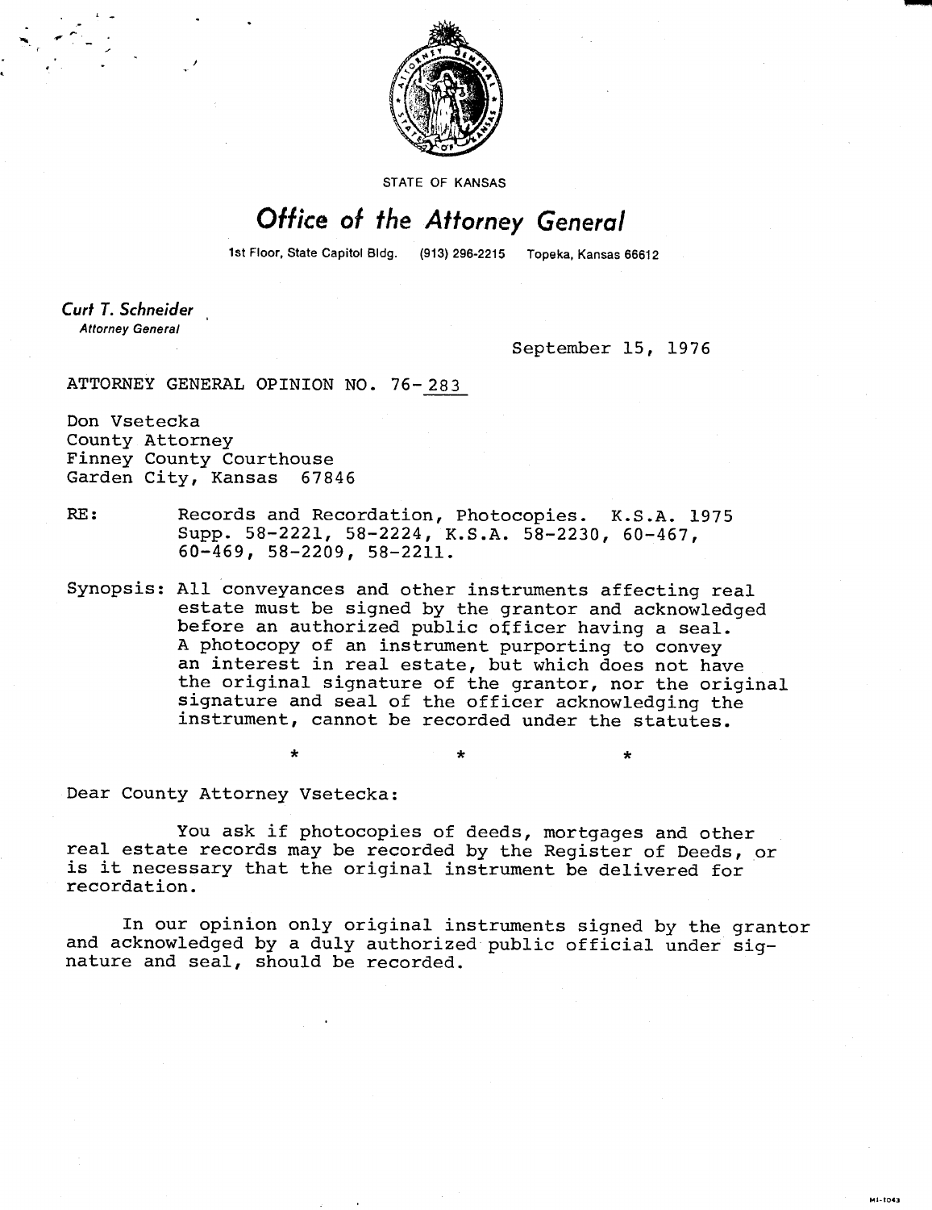STATE OF KANSAS

# Office of the Attorney General

1st Floor, State Capitol Bldg. (913) 296-2215 Topeka, Kansas 66612

***Curt T. Schneider***
*Attorney General*

September 15, 1976

ATTORNEY GENERAL OPINION NO. 76-283

Don Vsetecka
County Attorney
Finney County Courthouse
Garden City, Kansas 67846

RE: Records and Recordation, Photocopies. K.S.A. 1975 Supp. 58-2221, 58-2224, K.S.A. 58-2230, 60-467, 60-469, 58-2209, 58-2211.

Synopsis: All conveyances and other instruments affecting real estate must be signed by the grantor and acknowledged before an authorized public officer having a seal. A photocopy of an instrument purporting to convey an interest in real estate, but which does not have the original signature of the grantor, nor the original signature and seal of the officer acknowledging the instrument, cannot be recorded under the statutes.

\* \* \*

Dear County Attorney Vsetecka:

You ask if photocopies of deeds, mortgages and other real estate records may be recorded by the Register of Deeds, or is it necessary that the original instrument be delivered for recordation.

In our opinion only original instruments signed by the grantor and acknowledged by a duly authorized public official under signature and seal, should be recorded.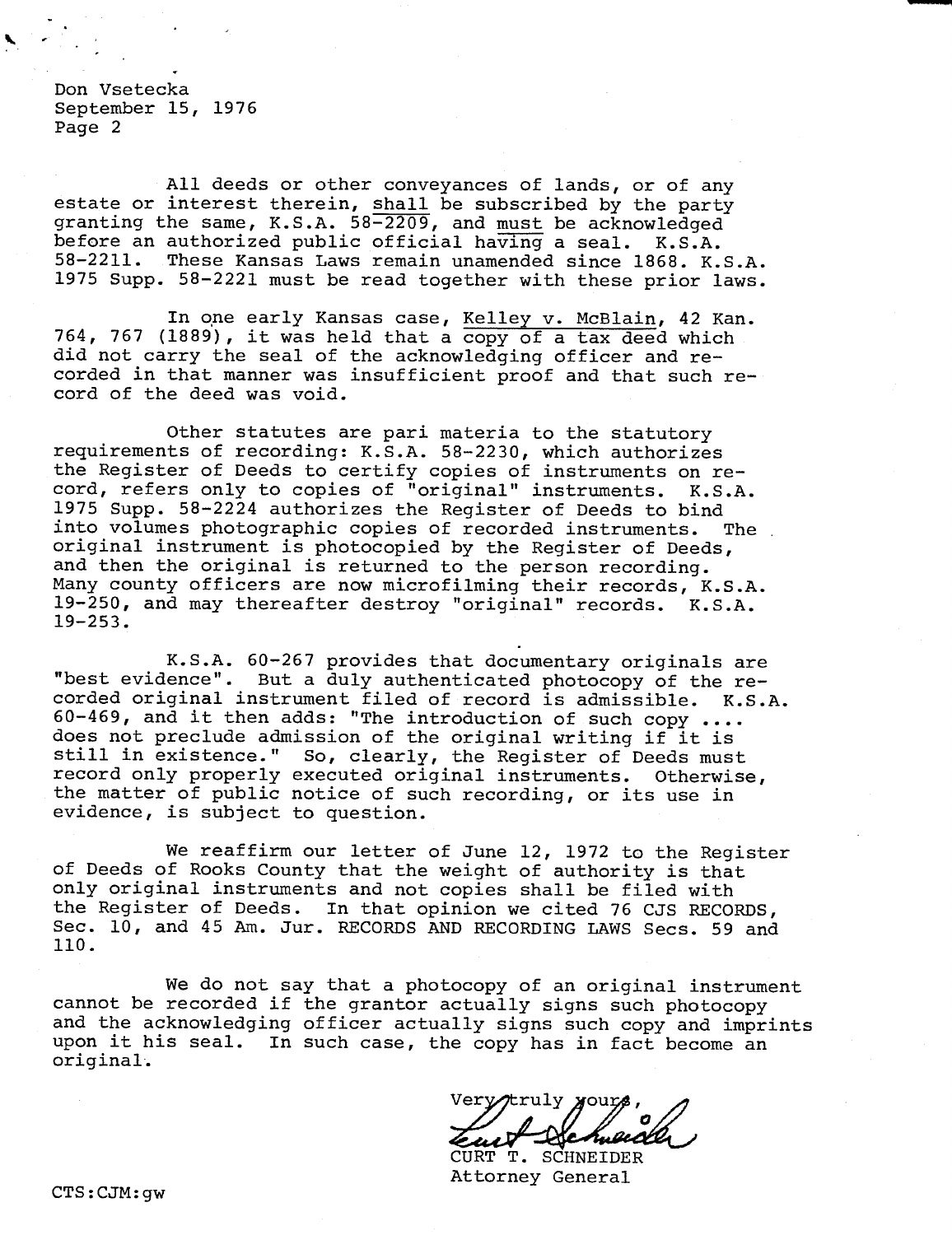Don Vsetecka
September 15, 1976
Page 2

All deeds or other conveyances of lands, or of any estate or interest therein, shall be subscribed by the party granting the same, K.S.A. 58-2209, and must be acknowledged before an authorized public official having a seal. K.S.A. 58-2211. These Kansas Laws remain unamended since 1868. K.S.A. 1975 Supp. 58-2221 must be read together with these prior laws.

In one early Kansas case, Kelley v. McBlain, 42 Kan. 764, 767 (1889), it was held that a copy of a tax deed which did not carry the seal of the acknowledging officer and recorded in that manner was insufficient proof and that such record of the deed was void.

Other statutes are pari materia to the statutory requirements of recording: K.S.A. 58-2230, which authorizes the Register of Deeds to certify copies of instruments on record, refers only to copies of "original" instruments. K.S.A. 1975 Supp. 58-2224 authorizes the Register of Deeds to bind into volumes photographic copies of recorded instruments. The original instrument is photocopied by the Register of Deeds, and then the original is returned to the person recording. Many county officers are now microfilming their records, K.S.A. 19-250, and may thereafter destroy "original" records. K.S.A. 19-253.

K.S.A. 60-267 provides that documentary originals are "best evidence". But a duly authenticated photocopy of the recorded original instrument filed of record is admissible. K.S.A. 60-469, and it then adds: "The introduction of such copy .... does not preclude admission of the original writing if it is still in existence." So, clearly, the Register of Deeds must record only properly executed original instruments. Otherwise, the matter of public notice of such recording, or its use in evidence, is subject to question.

We reaffirm our letter of June 12, 1972 to the Register of Deeds of Rooks County that the weight of authority is that only original instruments and not copies shall be filed with the Register of Deeds. In that opinion we cited 76 CJS RECORDS, Sec. 10, and 45 Am. Jur. RECORDS AND RECORDING LAWS Secs. 59 and 110.

We do not say that a photocopy of an original instrument cannot be recorded if the grantor actually signs such photocopy and the acknowledging officer actually signs such copy and imprints upon it his seal. In such case, the copy has in fact become an original.

Very truly yours,

CURT T. SCHNEIDER
Attorney General

CTS:CJM:gw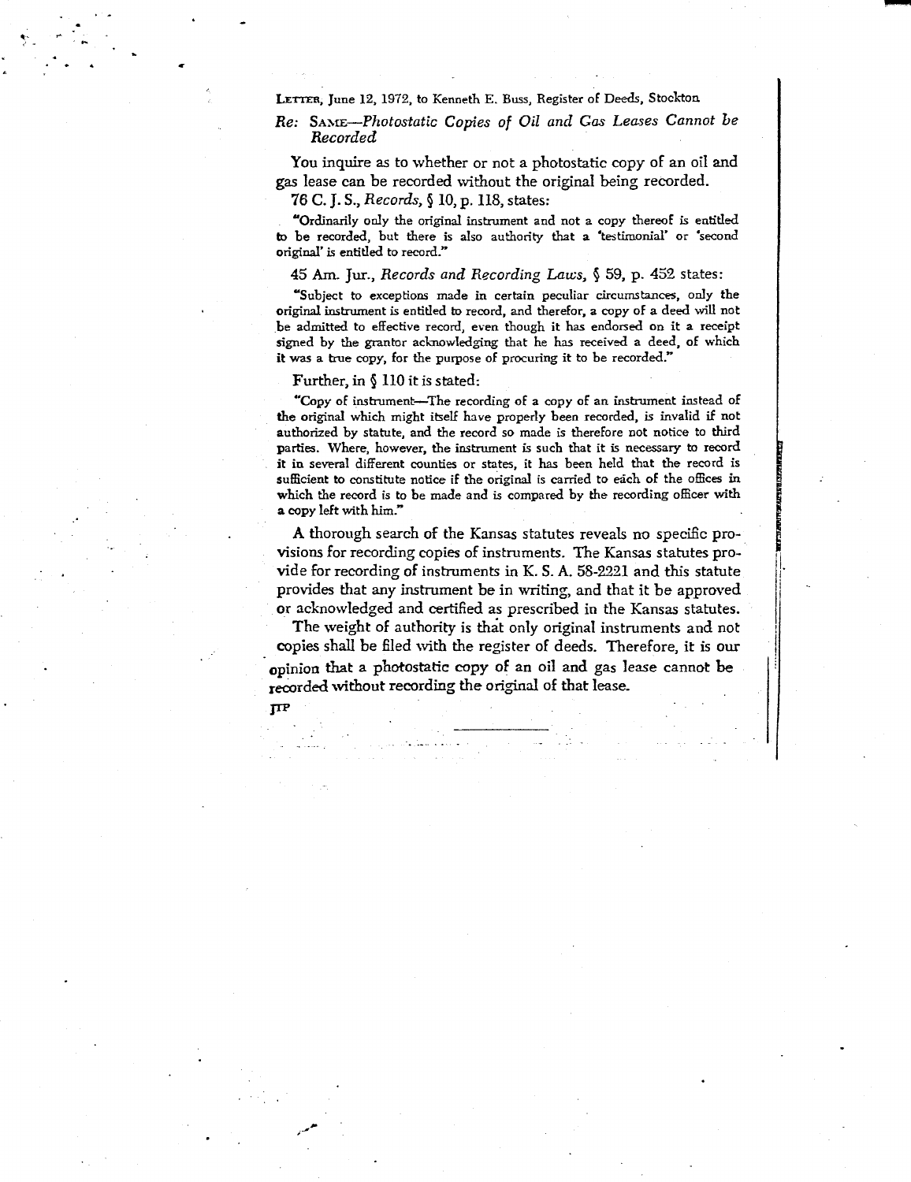LETTER, June 12, 1972, to Kenneth E. Buss, Register of Deeds, Stockton

*Re:* SAME—*Photostatic Copies of Oil and Gas Leases Cannot be Recorded*

You inquire as to whether or not a photostatic copy of an oil and gas lease can be recorded without the original being recorded.

76 C. J. S., *Records,* § 10, p. 118, states:

> "Ordinarily only the original instrument and not a copy thereof is entitled to be recorded, but there is also authority that a 'testimonial' or 'second original' is entitled to record."

45 Am. Jur., *Records and Recording Laws,* § 59, p. 452 states:

> "Subject to exceptions made in certain peculiar circumstances, only the original instrument is entitled to record, and therefor, a copy of a deed will not be admitted to effective record, even though it has endorsed on it a receipt signed by the grantor acknowledging that he has received a deed, of which it was a true copy, for the purpose of procuring it to be recorded."

Further, in § 110 it is stated:

> "Copy of instrument—The recording of a copy of an instrument instead of the original which might itself have properly been recorded, is invalid if not authorized by statute, and the record so made is therefore not notice to third parties. Where, however, the instrument is such that it is necessary to record it in several different counties or states, it has been held that the record is sufficient to constitute notice if the original is carried to each of the offices in which the record is to be made and is compared by the recording officer with a copy left with him."

A thorough search of the Kansas statutes reveals no specific provisions for recording copies of instruments. The Kansas statutes provide for recording of instruments in K. S. A. 58-2221 and this statute provides that any instrument be in writing, and that it be approved or acknowledged and certified as prescribed in the Kansas statutes.

The weight of authority is that only original instruments and not copies shall be filed with the register of deeds. Therefore, it is our opinion that a photostatic copy of an oil and gas lease cannot be recorded without recording the original of that lease.

JTP